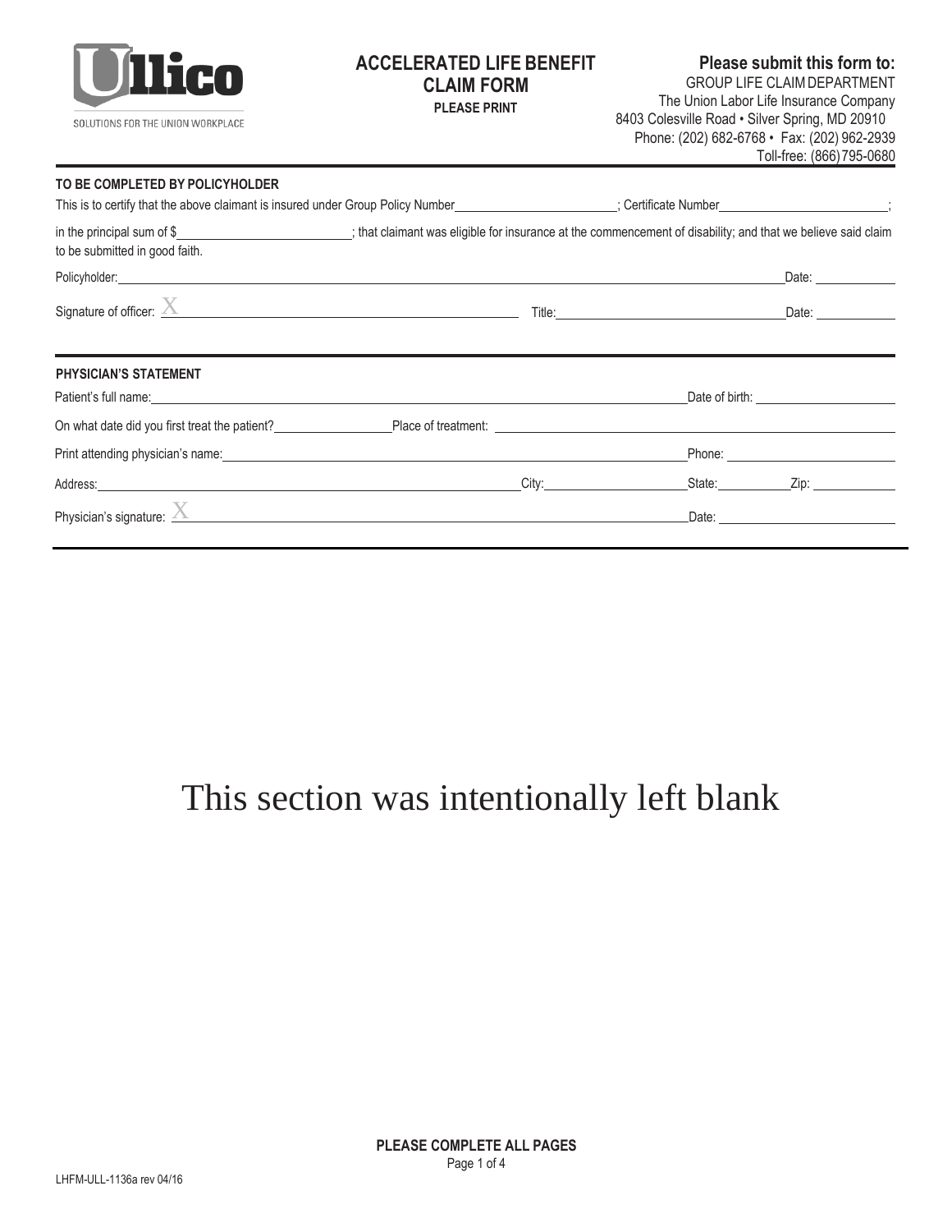Ullico

SOLUTIONS FOR THE UNION WORKPLACE

# ACCELERATED LIFE BENEFIT CLAIM FORM

**PLEASE PRINT**

**Please submit this form to:**
GROUP LIFE CLAIM DEPARTMENT
The Union Labor Life Insurance Company
8403 Colesville Road • Silver Spring, MD 20910
Phone: (202) 682-6768 • Fax: (202) 962-2939
Toll-free: (866) 795-0680

## TO BE COMPLETED BY POLICYHOLDER

This is to certify that the above claimant is insured under Group Policy Number\_\_\_\_\_\_\_\_\_\_\_\_\_\_\_\_\_\_\_\_; Certificate Number\_\_\_\_\_\_\_\_\_\_\_\_\_\_\_\_\_\_\_\_;

in the principal sum of $\_\_\_\_\_\_\_\_\_\_\_\_\_\_\_\_\_\_\_\_; that claimant was eligible for insurance at the commencement of disability; and that we believe said claim to be submitted in good faith.

Policyholder:\_\_\_\_\_\_\_\_\_\_\_\_\_\_\_\_\_\_\_\_ Date:\_\_\_\_\_\_\_\_\_\_

Signature of officer: X\_\_\_\_\_\_\_\_\_\_\_\_\_\_\_\_\_\_\_\_ Title:\_\_\_\_\_\_\_\_\_\_\_\_\_\_\_\_\_\_\_\_ Date:\_\_\_\_\_\_\_\_\_\_

## PHYSICIAN'S STATEMENT

Patient's full name:\_\_\_\_\_\_\_\_\_\_\_\_\_\_\_\_\_\_\_\_ Date of birth:\_\_\_\_\_\_\_\_\_\_

On what date did you first treat the patient?\_\_\_\_\_\_\_\_\_\_ Place of treatment:\_\_\_\_\_\_\_\_\_\_\_\_\_\_\_\_\_\_\_\_

Print attending physician's name:\_\_\_\_\_\_\_\_\_\_\_\_\_\_\_\_\_\_\_\_ Phone:\_\_\_\_\_\_\_\_\_\_

Address:\_\_\_\_\_\_\_\_\_\_\_\_\_\_\_\_\_\_\_\_ City:\_\_\_\_\_\_\_\_\_\_ State:\_\_\_\_\_\_\_\_\_\_ Zip:\_\_\_\_\_\_\_\_\_\_

Physician's signature: X\_\_\_\_\_\_\_\_\_\_\_\_\_\_\_\_\_\_\_\_ Date:\_\_\_\_\_\_\_\_\_\_

This section was intentionally left blank

**PLEASE COMPLETE ALL PAGES**

LHFM-ULL-1136a rev 04/16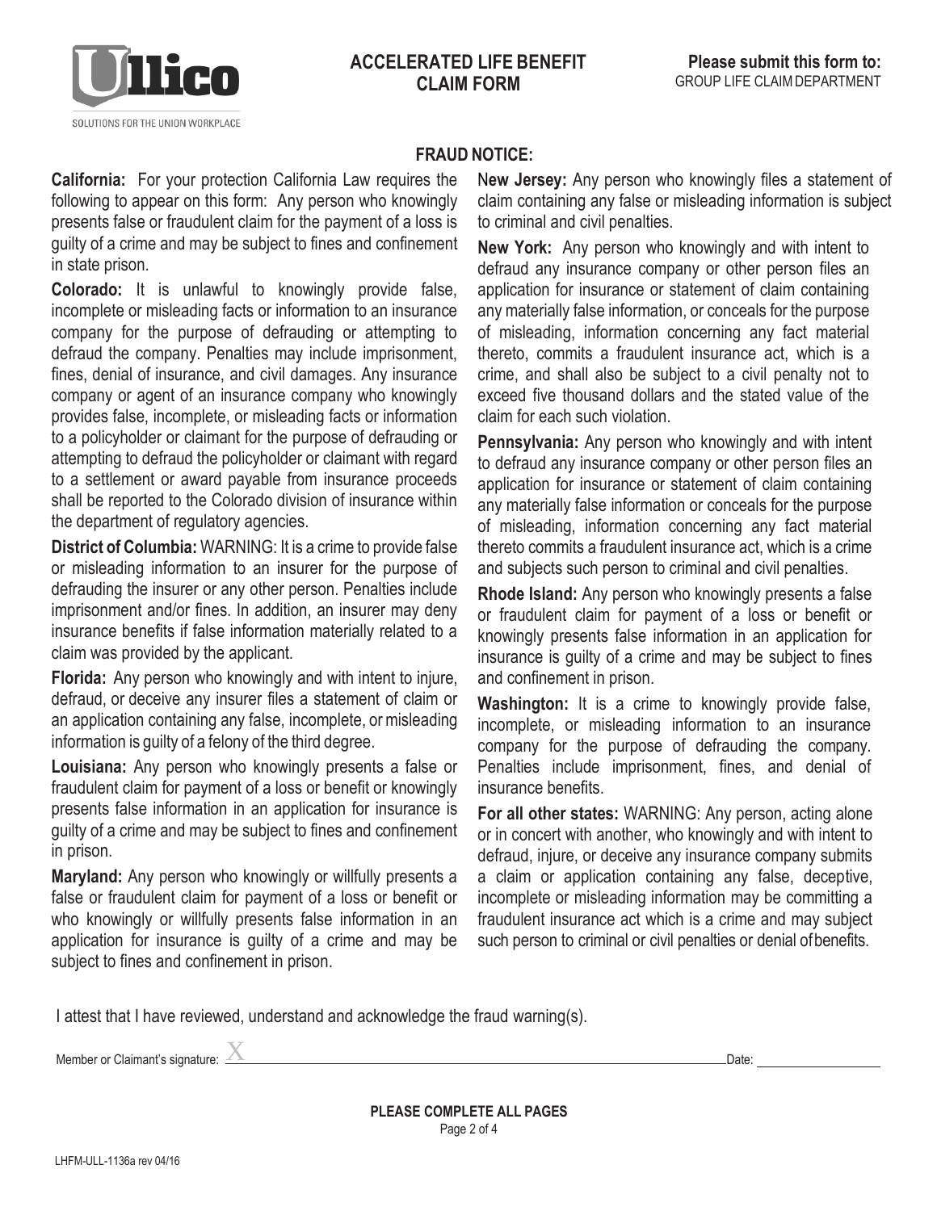Ullico

SOLUTIONS FOR THE UNION WORKPLACE

# ACCELERATED LIFE BENEFIT CLAIM FORM

**Please submit this form to:**
GROUP LIFE CLAIM DEPARTMENT

## FRAUD NOTICE:

**California:** For your protection California Law requires the following to appear on this form: Any person who knowingly presents false or fraudulent claim for the payment of a loss is guilty of a crime and may be subject to fines and confinement in state prison.

**Colorado:** It is unlawful to knowingly provide false, incomplete or misleading facts or information to an insurance company for the purpose of defrauding or attempting to defraud the company. Penalties may include imprisonment, fines, denial of insurance, and civil damages. Any insurance company or agent of an insurance company who knowingly provides false, incomplete, or misleading facts or information to a policyholder or claimant for the purpose of defrauding or attempting to defraud the policyholder or claimant with regard to a settlement or award payable from insurance proceeds shall be reported to the Colorado division of insurance within the department of regulatory agencies.

**District of Columbia:** WARNING: It is a crime to provide false or misleading information to an insurer for the purpose of defrauding the insurer or any other person. Penalties include imprisonment and/or fines. In addition, an insurer may deny insurance benefits if false information materially related to a claim was provided by the applicant.

**Florida:** Any person who knowingly and with intent to injure, defraud, or deceive any insurer files a statement of claim or an application containing any false, incomplete, or misleading information is guilty of a felony of the third degree.

**Louisiana:** Any person who knowingly presents a false or fraudulent claim for payment of a loss or benefit or knowingly presents false information in an application for insurance is guilty of a crime and may be subject to fines and confinement in prison.

**Maryland:** Any person who knowingly or willfully presents a false or fraudulent claim for payment of a loss or benefit or who knowingly or willfully presents false information in an application for insurance is guilty of a crime and may be subject to fines and confinement in prison.

**New Jersey:** Any person who knowingly files a statement of claim containing any false or misleading information is subject to criminal and civil penalties.

**New York:** Any person who knowingly and with intent to defraud any insurance company or other person files an application for insurance or statement of claim containing any materially false information, or conceals for the purpose of misleading, information concerning any fact material thereto, commits a fraudulent insurance act, which is a crime, and shall also be subject to a civil penalty not to exceed five thousand dollars and the stated value of the claim for each such violation.

**Pennsylvania:** Any person who knowingly and with intent to defraud any insurance company or other person files an application for insurance or statement of claim containing any materially false information or conceals for the purpose of misleading, information concerning any fact material thereto commits a fraudulent insurance act, which is a crime and subjects such person to criminal and civil penalties.

**Rhode Island:** Any person who knowingly presents a false or fraudulent claim for payment of a loss or benefit or knowingly presents false information in an application for insurance is guilty of a crime and may be subject to fines and confinement in prison.

**Washington:** It is a crime to knowingly provide false, incomplete, or misleading information to an insurance company for the purpose of defrauding the company. Penalties include imprisonment, fines, and denial of insurance benefits.

**For all other states:** WARNING: Any person, acting alone or in concert with another, who knowingly and with intent to defraud, injure, or deceive any insurance company submits a claim or application containing any false, deceptive, incomplete or misleading information may be committing a fraudulent insurance act which is a crime and may subject such person to criminal or civil penalties or denial of benefits.

I attest that I have reviewed, understand and acknowledge the fraud warning(s).

Member or Claimant's signature: X ______________________________ Date: ____________

**PLEASE COMPLETE ALL PAGES**

LHFM-ULL-1136a rev 04/16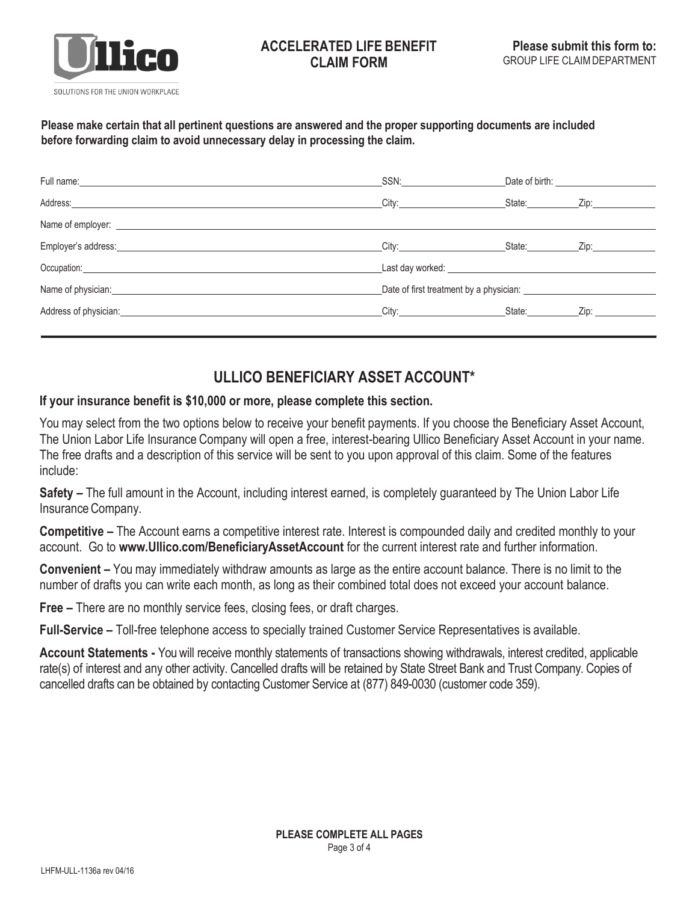**ACCELERATED LIFE BENEFIT CLAIM FORM**

**Please submit this form to:**
GROUP LIFE CLAIM DEPARTMENT

**Please make certain that all pertinent questions are answered and the proper supporting documents are included before forwarding claim to avoid unnecessary delay in processing the claim.**

Full name: ______________________ SSN: __________ Date of birth: __________

Address: ______________________ City: __________ State: ______ Zip: ______

Name of employer: ______________________

Employer's address: ______________________ City: __________ State: ______ Zip: ______

Occupation: ______________________ Last day worked: __________

Name of physician: ______________________ Date of first treatment by a physician: __________

Address of physician: ______________________ City: __________ State: ______ Zip: ______

## ULLICO BENEFICIARY ASSET ACCOUNT*

**If your insurance benefit is $10,000 or more, please complete this section.**

You may select from the two options below to receive your benefit payments. If you choose the Beneficiary Asset Account, The Union Labor Life Insurance Company will open a free, interest-bearing Ullico Beneficiary Asset Account in your name. The free drafts and a description of this service will be sent to you upon approval of this claim. Some of the features include:

**Safety –** The full amount in the Account, including interest earned, is completely guaranteed by The Union Labor Life Insurance Company.

**Competitive –** The Account earns a competitive interest rate. Interest is compounded daily and credited monthly to your account. Go to **www.Ullico.com/BeneficiaryAssetAccount** for the current interest rate and further information.

**Convenient –** You may immediately withdraw amounts as large as the entire account balance. There is no limit to the number of drafts you can write each month, as long as their combined total does not exceed your account balance.

**Free –** There are no monthly service fees, closing fees, or draft charges.

**Full-Service –** Toll-free telephone access to specially trained Customer Service Representatives is available.

**Account Statements -** You will receive monthly statements of transactions showing withdrawals, interest credited, applicable rate(s) of interest and any other activity. Cancelled drafts will be retained by State Street Bank and Trust Company. Copies of cancelled drafts can be obtained by contacting Customer Service at (877) 849-0030 (customer code 359).

**PLEASE COMPLETE ALL PAGES**

LHFM-ULL-1136a rev 04/16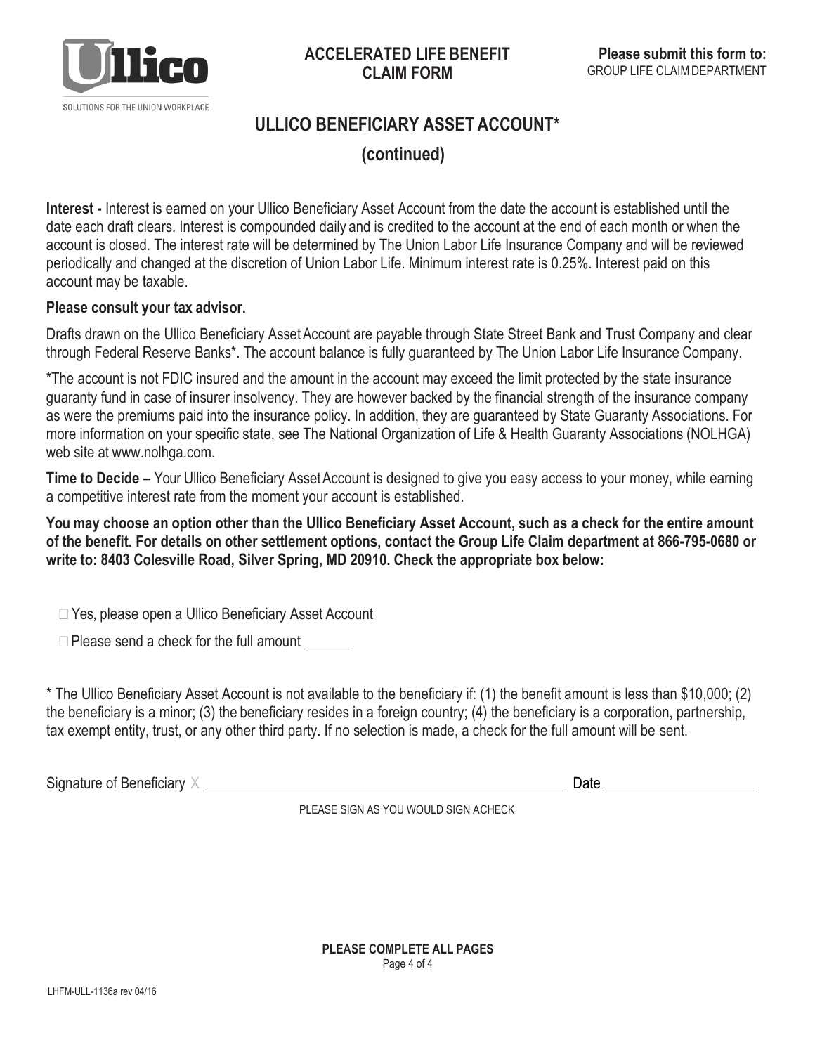**ACCELERATED LIFE BENEFIT CLAIM FORM**

**Please submit this form to:**
GROUP LIFE CLAIM DEPARTMENT

SOLUTIONS FOR THE UNION WORKPLACE

## ULLICO BENEFICIARY ASSET ACCOUNT*

## (continued)

**Interest -** Interest is earned on your Ullico Beneficiary Asset Account from the date the account is established until the date each draft clears. Interest is compounded daily and is credited to the account at the end of each month or when the account is closed. The interest rate will be determined by The Union Labor Life Insurance Company and will be reviewed periodically and changed at the discretion of Union Labor Life. Minimum interest rate is 0.25%. Interest paid on this account may be taxable.

**Please consult your tax advisor.**

Drafts drawn on the Ullico Beneficiary Asset Account are payable through State Street Bank and Trust Company and clear through Federal Reserve Banks*. The account balance is fully guaranteed by The Union Labor Life Insurance Company.

*The account is not FDIC insured and the amount in the account may exceed the limit protected by the state insurance guaranty fund in case of insurer insolvency. They are however backed by the financial strength of the insurance company as were the premiums paid into the insurance policy. In addition, they are guaranteed by State Guaranty Associations. For more information on your specific state, see The National Organization of Life & Health Guaranty Associations (NOLHGA) web site at www.nolhga.com.

**Time to Decide –** Your Ullico Beneficiary Asset Account is designed to give you easy access to your money, while earning a competitive interest rate from the moment your account is established.

**You may choose an option other than the Ullico Beneficiary Asset Account, such as a check for the entire amount of the benefit. For details on other settlement options, contact the Group Life Claim department at 866-795-0680 or write to: 8403 Colesville Road, Silver Spring, MD 20910. Check the appropriate box below:**

- ☐ Yes, please open a Ullico Beneficiary Asset Account
- ☐ Please send a check for the full amount _______

* The Ullico Beneficiary Asset Account is not available to the beneficiary if: (1) the benefit amount is less than $10,000; (2) the beneficiary is a minor; (3) the beneficiary resides in a foreign country; (4) the beneficiary is a corporation, partnership, tax exempt entity, trust, or any other third party. If no selection is made, a check for the full amount will be sent.

Signature of Beneficiary X ______________________________ Date ____________

PLEASE SIGN AS YOU WOULD SIGN A CHECK

**PLEASE COMPLETE ALL PAGES**

LHFM-ULL-1136a rev 04/16